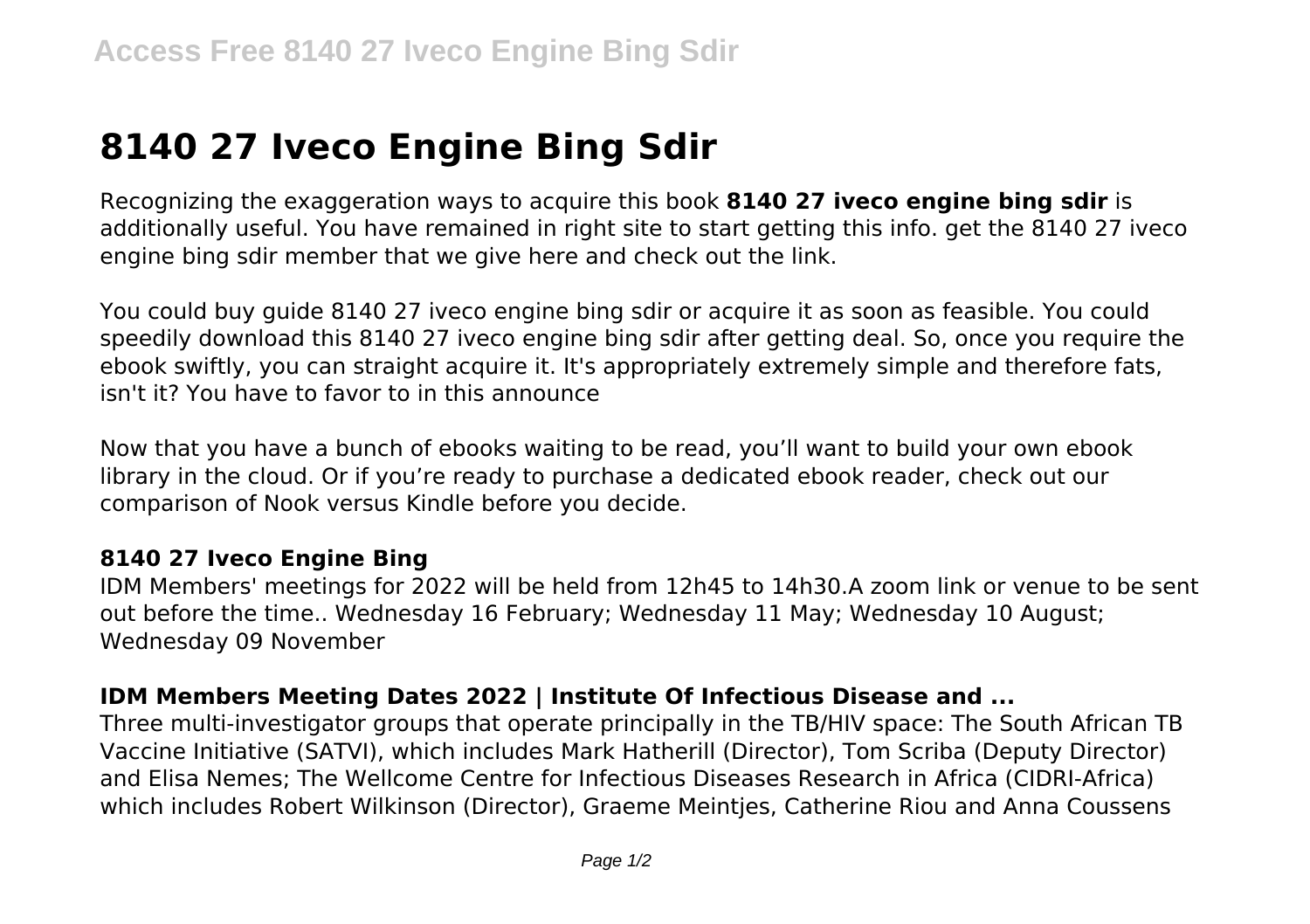# 8140 27 Iveco Engine Bing Sdir

Recognizing the exaggeration ways to acquire this book **8140 27 iveco engine bing sdir** is additionally useful. You have remained in right site to start getting this info. get the 8140 27 iveco engine bing sdir member that we give here and check out the link.

You could buy guide 8140 27 iveco engine bing sdir or acquire it as soon as feasible. You could speedily download this 8140 27 iveco engine bing sdir after getting deal. So, once you require the ebook swiftly, you can straight acquire it. It's appropriately extremely simple and therefore fats, isn't it? You have to favor to in this announce

Now that you have a bunch of ebooks waiting to be read, you'll want to build your own ebook library in the cloud. Or if you're ready to purchase a dedicated ebook reader, check out our comparison of Nook versus Kindle before you decide.

### 8140 27 Iveco Engine Bing

IDM Members' meetings for 2022 will be held from 12h45 to 14h30.A zoom link or venue to be sent out before the time.. Wednesday 16 February; Wednesday 11 May; Wednesday 10 August; Wednesday 09 November

### IDM Members Meeting Dates 2022 | Institute Of Infectious Disease and ...

Three multi-investigator groups that operate principally in the TB/HIV space: The South African TB Vaccine Initiative (SATVI), which includes Mark Hatherill (Director), Tom Scriba (Deputy Director) and Elisa Nemes; The Wellcome Centre for Infectious Diseases Research in Africa (CIDRI-Africa) which includes Robert Wilkinson (Director), Graeme Meintjes, Catherine Riou and Anna Coussens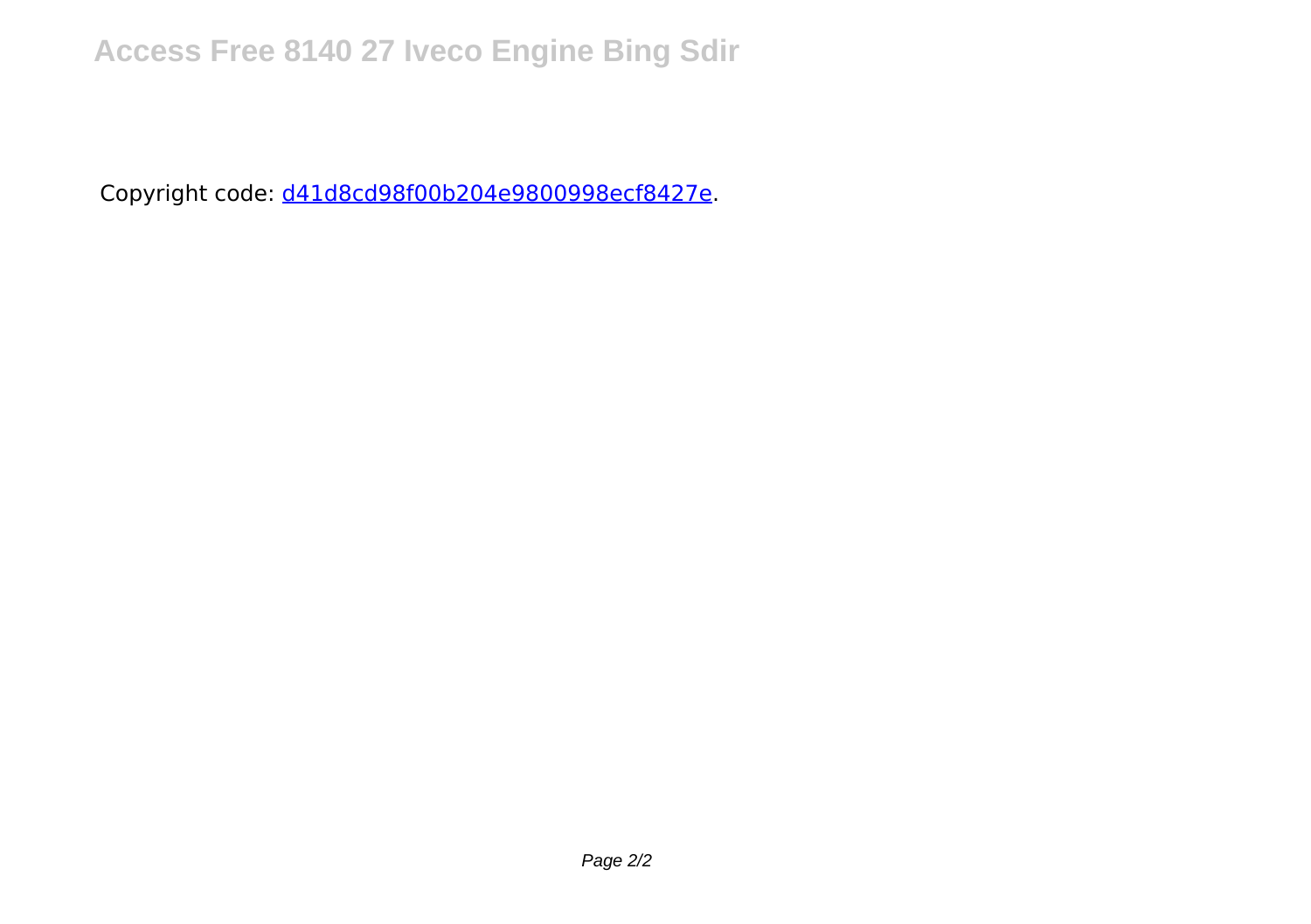Copyright code: [d41d8cd98f00b204e9800998ecf8427e](d41d8cd98f00b204e9800998ecf8427e).